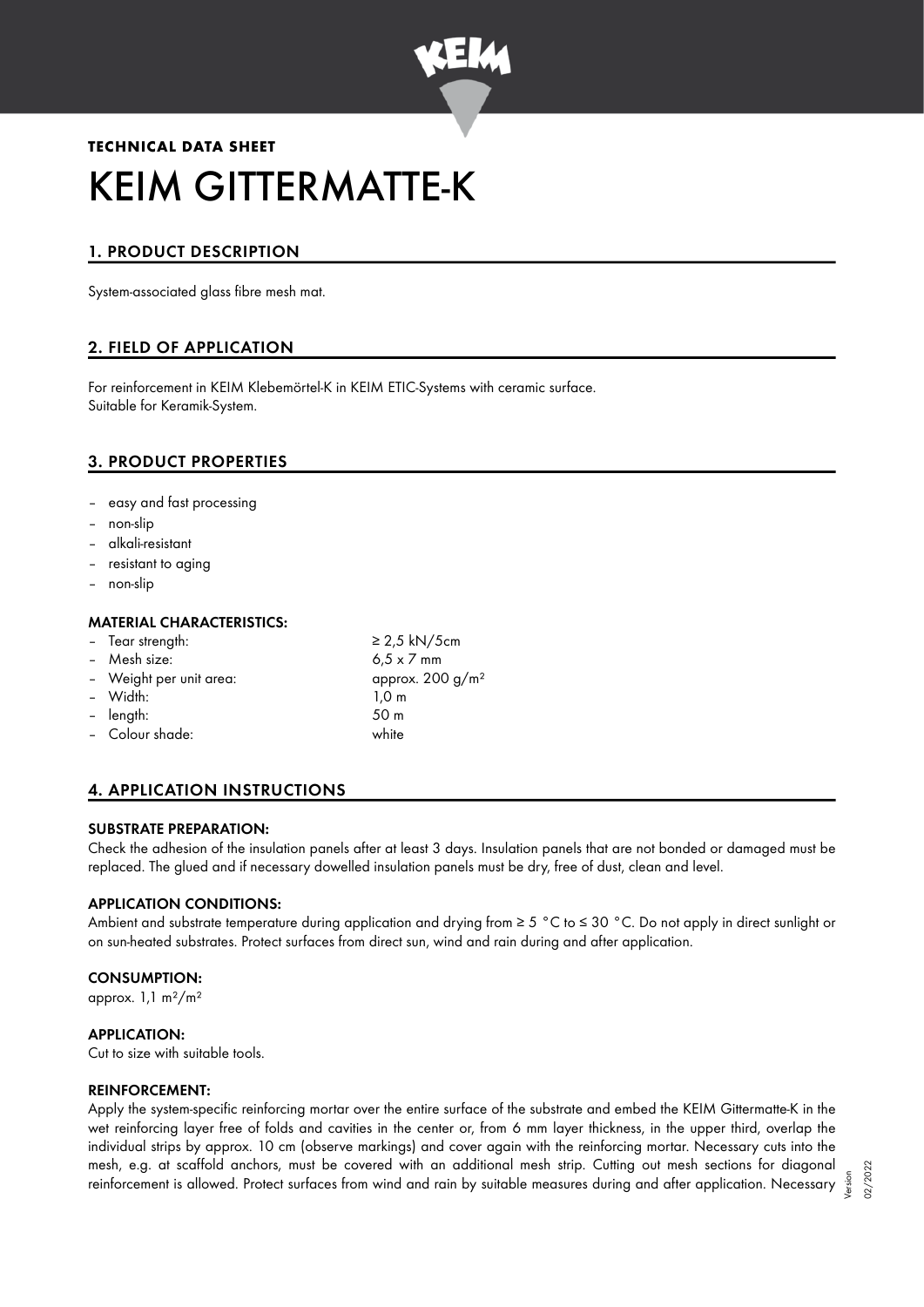**TECHNICAL DATA SHEET**

# KEIM GITTERMATTE-K

## 1. PRODUCT DESCRIPTION

System-associated glass fibre mesh mat.

## 2. FIELD OF APPLICATION

For reinforcement in KEIM Klebemörtel-K in KEIM ETIC-Systems with ceramic surface.
Suitable for Keramik-System.

## 3. PRODUCT PROPERTIES

- easy and fast processing
- non-slip
- alkali-resistant
- resistant to aging
- non-slip

### MATERIAL CHARACTERISTICS:

| | |
|---|---|
| – Tear strength: | ≥ 2,5 kN/5cm |
| – Mesh size: | 6,5 x 7 mm |
| – Weight per unit area: | approx. 200 g/m² |
| – Width: | 1,0 m |
| – length: | 50 m |
| – Colour shade: | white |

## 4. APPLICATION INSTRUCTIONS

### SUBSTRATE PREPARATION:

Check the adhesion of the insulation panels after at least 3 days. Insulation panels that are not bonded or damaged must be replaced. The glued and if necessary dowelled insulation panels must be dry, free of dust, clean and level.

### APPLICATION CONDITIONS:

Ambient and substrate temperature during application and drying from ≥ 5 °C to ≤ 30 °C. Do not apply in direct sunlight or on sun-heated substrates. Protect surfaces from direct sun, wind and rain during and after application.

### CONSUMPTION:

approx. 1,1 m²/m²

### APPLICATION:

Cut to size with suitable tools.

### REINFORCEMENT:

Apply the system-specific reinforcing mortar over the entire surface of the substrate and embed the KEIM Gittermatte-K in the wet reinforcing layer free of folds and cavities in the center or, from 6 mm layer thickness, in the upper third, overlap the individual strips by approx. 10 cm (observe markings) and cover again with the reinforcing mortar. Necessary cuts into the mesh, e.g. at scaffold anchors, must be covered with an additional mesh strip. Cutting out mesh sections for diagonal reinforcement is allowed. Protect surfaces from wind and rain by suitable measures during and after application. Necessary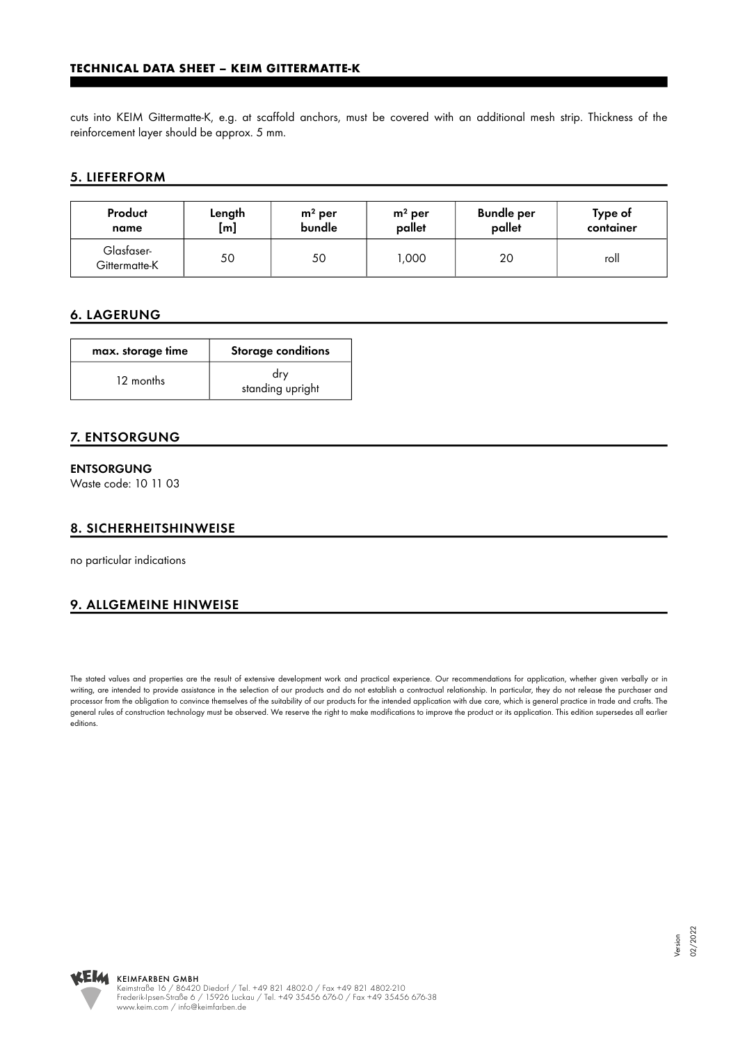cuts into KEIM Gittermatte-K, e.g. at scaffold anchors, must be covered with an additional mesh strip. Thickness of the reinforcement layer should be approx. 5 mm.

## 5. LIEFERFORM

| Product name | Length [m] | m² per bundle | m² per pallet | Bundle per pallet | Type of container |
|---|---|---|---|---|---|
| Glasfaser-Gittermatte-K | 50 | 50 | 1,000 | 20 | roll |

## 6. LAGERUNG

| max. storage time | Storage conditions |
|---|---|
| 12 months | dry<br>standing upright |

## 7. ENTSORGUNG

**ENTSORGUNG**
Waste code: 10 11 03

## 8. SICHERHEITSHINWEISE

no particular indications

## 9. ALLGEMEINE HINWEISE

The stated values and properties are the result of extensive development work and practical experience. Our recommendations for application, whether given verbally or in writing, are intended to provide assistance in the selection of our products and do not establish a contractual relationship. In particular, they do not release the purchaser and processor from the obligation to convince themselves of the suitability of our products for the intended application with due care, which is general practice in trade and crafts. The general rules of construction technology must be observed. We reserve the right to make modifications to improve the product or its application. This edition supersedes all earlier editions.

**KEIMFARBEN GMBH**
Keimstraße 16 / 86420 Diedorf / Tel. +49 821 4802-0 / Fax +49 821 4802-210
Frederik-Ipsen-Straße 6 / 15926 Luckau / Tel. +49 35456 676-0 / Fax +49 35456 676-38
www.keim.com / info@keimfarben.de

Version 02/2022